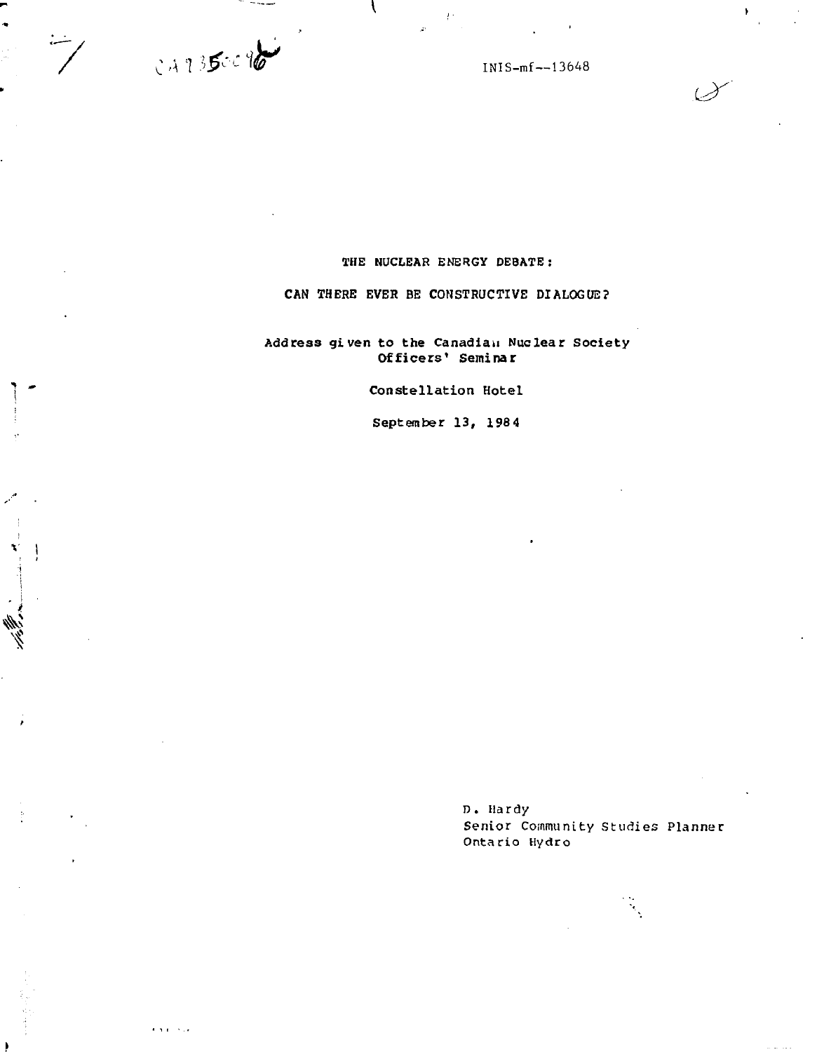INIS-mf--13648

# THE NUCLEAR ENERGY DEBATE:

## CAN THERE EVER BE CONSTRUCTIVE DIALOGUE?

Address given to the Canadian Nuclear Society Officers' Seminar

Constellation Hotel

September 13, 1984

D. Hardy
Senior Community Studies Planner
Ontario Hydro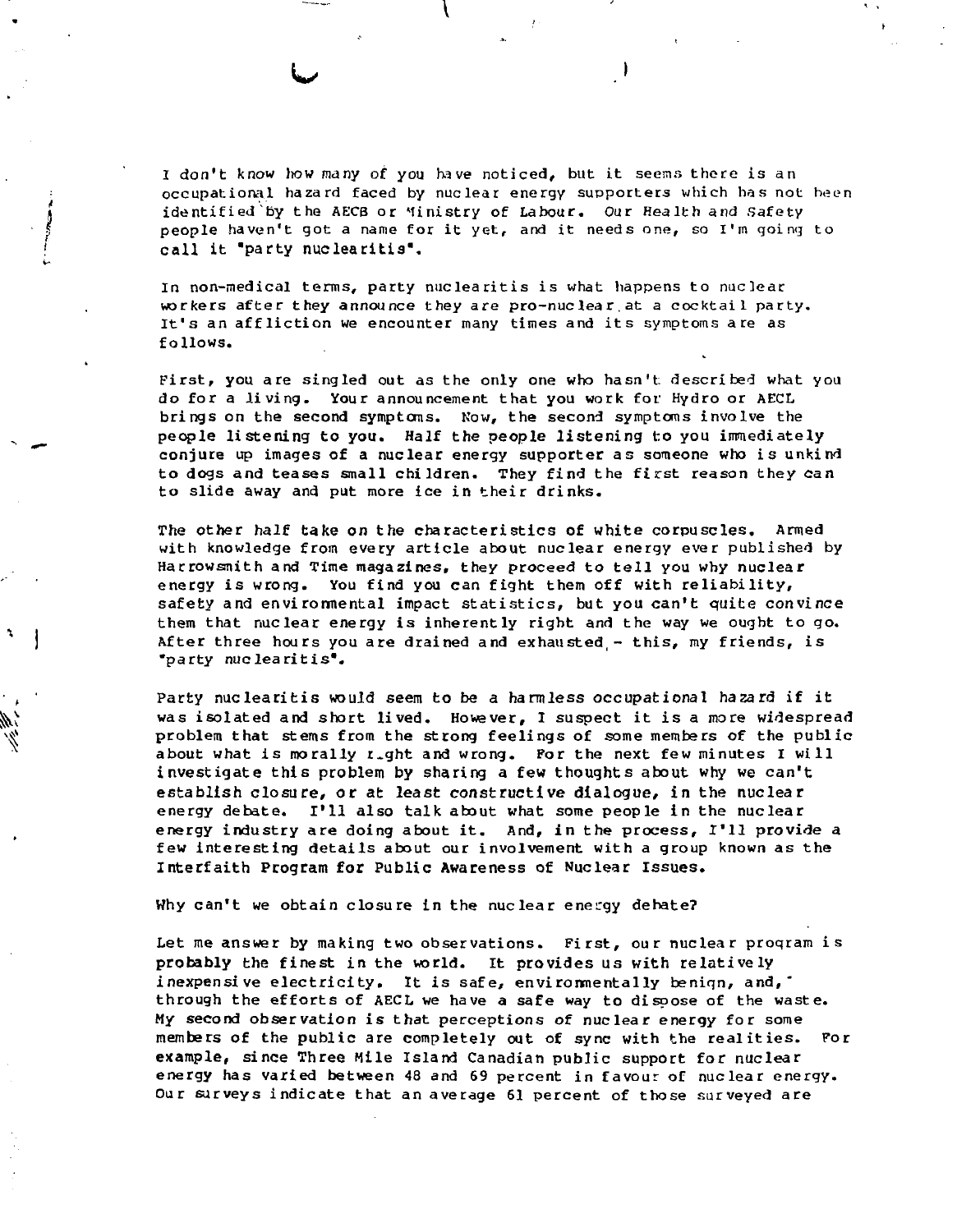I don't know how many of you have noticed, but it seems there is an occupational hazard faced by nuclear energy supporters which has not been identified by the AECB or Ministry of Labour. Our Health and Safety people haven't got a name for it yet, and it needs one, so I'm going to call it "party nuclearitis".

In non-medical terms, party nuclearitis is what happens to nuclear workers after they announce they are pro-nuclear at a cocktail party. It's an affliction we encounter many times and its symptoms are as follows.

First, you are singled out as the only one who hasn't described what you do for a living. Your announcement that you work for Hydro or AECL brings on the second symptoms. Now, the second symptoms involve the people listening to you. Half the people listening to you immediately conjure up images of a nuclear energy supporter as someone who is unkind to dogs and teases small children. They find the first reason they can to slide away and put more ice in their drinks.

The other half take on the characteristics of white corpuscles. Armed with knowledge from every article about nuclear energy ever published by Harrowsmith and Time magazines, they proceed to tell you why nuclear energy is wrong. You find you can fight them off with reliability, safety and environmental impact statistics, but you can't quite convince them that nuclear energy is inherently right and the way we ought to go. After three hours you are drained and exhausted - this, my friends, is "party nuclearitis".

Party nuclearitis would seem to be a harmless occupational hazard if it was isolated and short lived. However, I suspect it is a more widespread problem that stems from the strong feelings of some members of the public about what is morally right and wrong. For the next few minutes I will investigate this problem by sharing a few thoughts about why we can't establish closure, or at least constructive dialogue, in the nuclear energy debate. I'll also talk about what some people in the nuclear energy industry are doing about it. And, in the process, I'll provide a few interesting details about our involvement with a group known as the Interfaith Program for Public Awareness of Nuclear Issues.

Why can't we obtain closure in the nuclear energy debate?

Let me answer by making two observations. First, our nuclear program is probably the finest in the world. It provides us with relatively inexpensive electricity. It is safe, environmentally benign, and, through the efforts of AECL we have a safe way to dispose of the waste. My second observation is that perceptions of nuclear energy for some members of the public are completely out of sync with the realities. For example, since Three Mile Island Canadian public support for nuclear energy has varied between 48 and 69 percent in favour of nuclear energy. Our surveys indicate that an average 61 percent of those surveyed are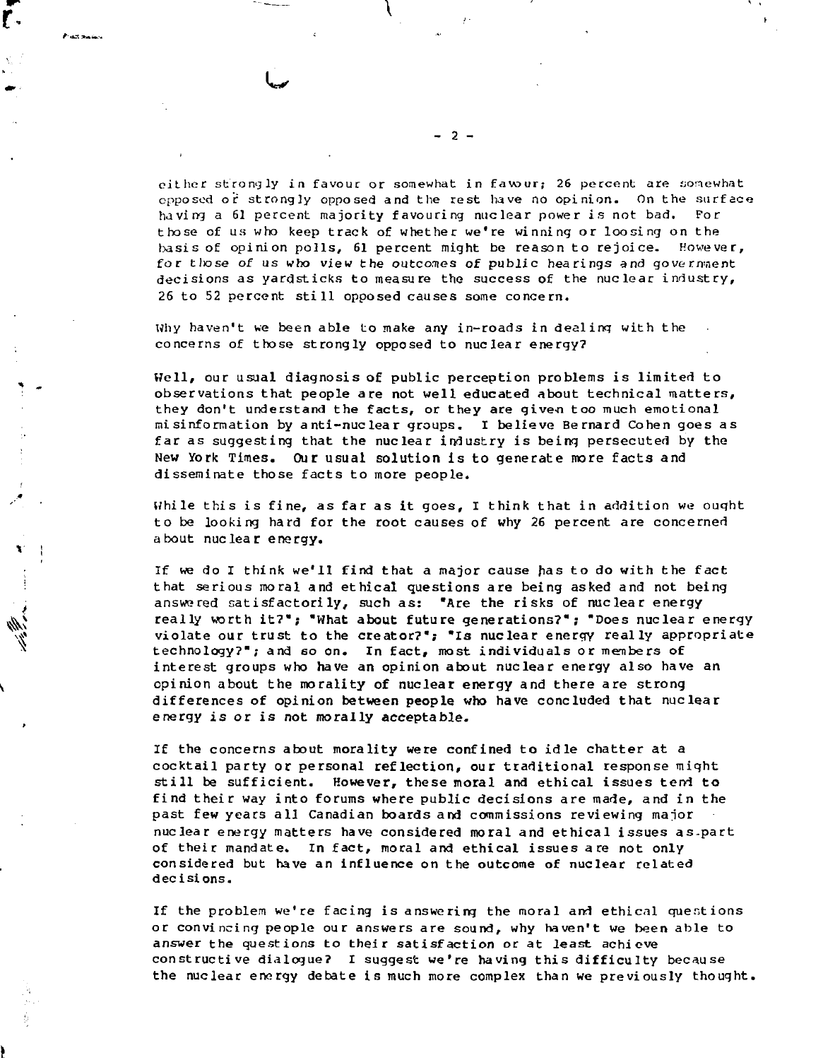either strongly in favour or somewhat in favour; 26 percent are somewhat opposed or strongly opposed and the rest have no opinion. On the surface having a 61 percent majority favouring nuclear power is not bad. For those of us who keep track of whether we're winning or loosing on the basis of opinion polls, 61 percent might be reason to rejoice. However, for those of us who view the outcomes of public hearings and government decisions as yardsticks to measure the success of the nuclear industry, 26 to 52 percent still opposed causes some concern.

Why haven't we been able to make any in-roads in dealing with the concerns of those strongly opposed to nuclear energy?

Well, our usual diagnosis of public perception problems is limited to observations that people are not well educated about technical matters, they don't understand the facts, or they are given too much emotional misinformation by anti-nuclear groups. I believe Bernard Cohen goes as far as suggesting that the nuclear industry is being persecuted by the New York Times. Our usual solution is to generate more facts and disseminate those facts to more people.

While this is fine, as far as it goes, I think that in addition we ought to be looking hard for the root causes of why 26 percent are concerned about nuclear energy.

If we do I think we'll find that a major cause has to do with the fact that serious moral and ethical questions are being asked and not being answered satisfactorily, such as: "Are the risks of nuclear energy really worth it?"; "What about future generations?"; "Does nuclear energy violate our trust to the creator?"; "Is nuclear energy really appropriate technology?"; and so on. In fact, most individuals or members of interest groups who have an opinion about nuclear energy also have an opinion about the morality of nuclear energy and there are strong differences of opinion between people who have concluded that nuclear energy is or is not morally acceptable.

If the concerns about morality were confined to idle chatter at a cocktail party or personal reflection, our traditional response might still be sufficient. However, these moral and ethical issues tend to find their way into forums where public decisions are made, and in the past few years all Canadian boards and commissions reviewing major nuclear energy matters have considered moral and ethical issues as part of their mandate. In fact, moral and ethical issues are not only considered but have an influence on the outcome of nuclear related decisions.

If the problem we're facing is answering the moral and ethical questions or convincing people our answers are sound, why haven't we been able to answer the questions to their satisfaction or at least achieve constructive dialogue? I suggest we're having this difficulty because the nuclear energy debate is much more complex than we previously thought.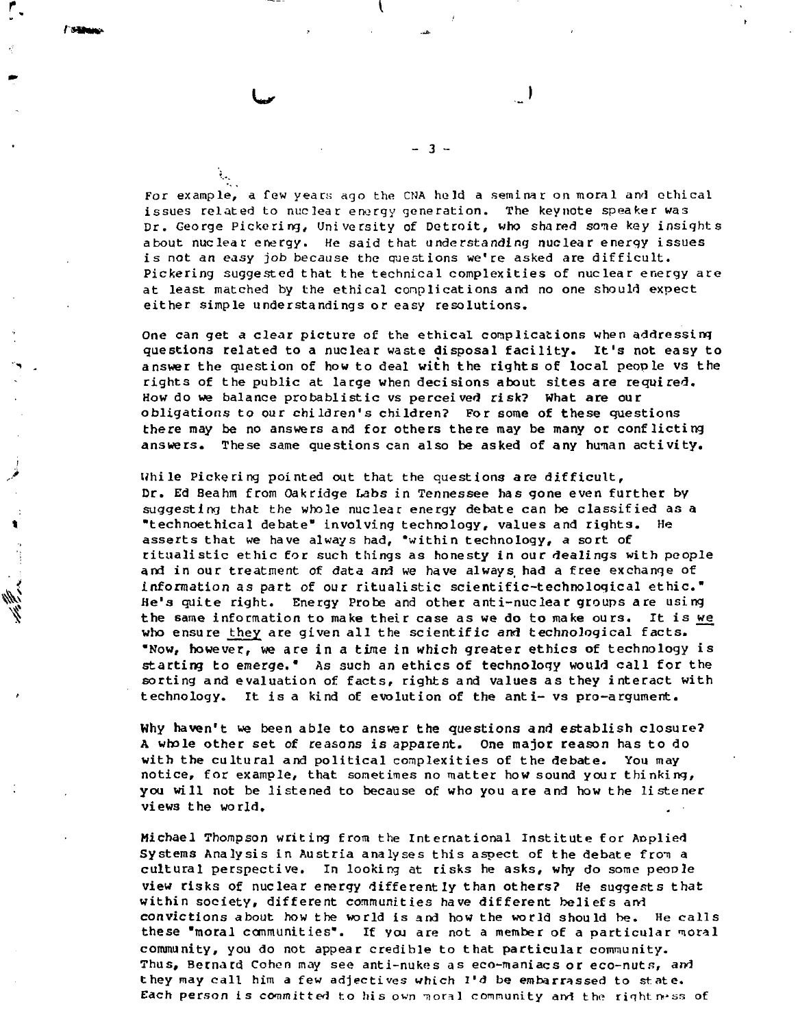For example, a few years ago the CNA held a seminar on moral and ethical issues related to nuclear energy generation. The keynote speaker was Dr. George Pickering, University of Detroit, who shared some key insights about nuclear energy. He said that understanding nuclear energy issues is not an easy job because the questions we're asked are difficult. Pickering suggested that the technical complexities of nuclear energy are at least matched by the ethical complications and no one should expect either simple understandings or easy resolutions.

One can get a clear picture of the ethical complications when addressing questions related to a nuclear waste disposal facility. It's not easy to answer the question of how to deal with the rights of local people vs the rights of the public at large when decisions about sites are required. How do we balance probablistic vs perceived risk? What are our obligations to our children's children? For some of these questions there may be no answers and for others there may be many or conflicting answers. These same questions can also be asked of any human activity.

While Pickering pointed out that the questions are difficult, Dr. Ed Beahm from Oakridge Labs in Tennessee has gone even further by suggesting that the whole nuclear energy debate can be classified as a "technoethical debate" involving technology, values and rights. He asserts that we have always had, "within technology, a sort of ritualistic ethic for such things as honesty in our dealings with people and in our treatment of data and we have always had a free exchange of information as part of our ritualistic scientific-technological ethic." He's quite right. Energy Probe and other anti-nuclear groups are using the same information to make their case as we do to make ours. It is <u>we</u> who ensure <u>they</u> are given all the scientific and technological facts. "Now, however, we are in a time in which greater ethics of technology is starting to emerge." As such an ethics of technology would call for the sorting and evaluation of facts, rights and values as they interact with technology. It is a kind of evolution of the anti- vs pro-argument.

Why haven't we been able to answer the questions and establish closure? A whole other set of reasons is apparent. One major reason has to do with the cultural and political complexities of the debate. You may notice, for example, that sometimes no matter how sound your thinking, you will not be listened to because of who you are and how the listener views the world.

Michael Thompson writing from the International Institute for Applied Systems Analysis in Austria analyses this aspect of the debate from a cultural perspective. In looking at risks he asks, why do some people view risks of nuclear energy differently than others? He suggests that within society, different communities have different beliefs and convictions about how the world is and how the world should be. He calls these "moral communities". If you are not a member of a particular moral community, you do not appear credible to that particular community. Thus, Bernard Cohen may see anti-nukes as eco-maniacs or eco-nuts, and they may call him a few adjectives which I'd be embarrassed to state. Each person is committed to his own moral community and the rightness of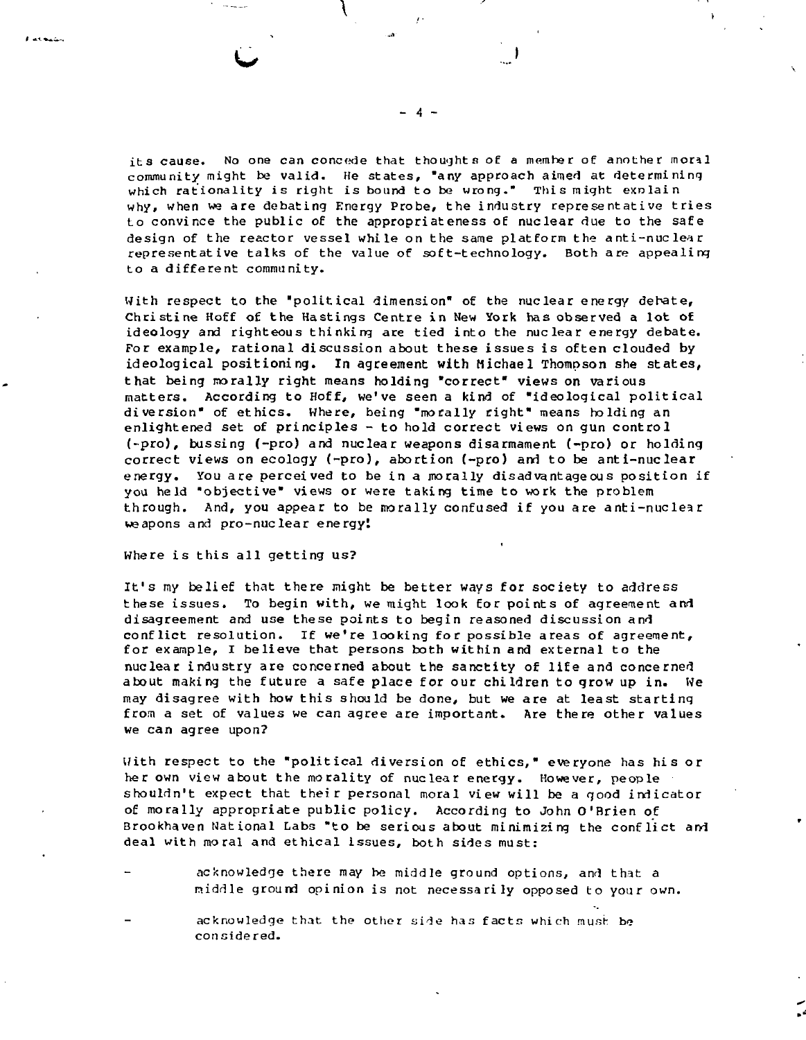its cause. No one can concede that thoughts of a member of another moral community might be valid. He states, "any approach aimed at determining which rationality is right is bound to be wrong." This might explain why, when we are debating Energy Probe, the industry representative tries to convince the public of the appropriateness of nuclear due to the safe design of the reactor vessel while on the same platform the anti-nuclear representative talks of the value of soft-technology. Both are appealing to a different community.

With respect to the "political dimension" of the nuclear energy debate, Christine Hoff of the Hastings Centre in New York has observed a lot of ideology and righteous thinking are tied into the nuclear energy debate. For example, rational discussion about these issues is often clouded by ideological positioning. In agreement with Michael Thompson she states, that being morally right means holding "correct" views on various matters. According to Hoff, we've seen a kind of "ideological political diversion" of ethics. Where, being "morally right" means holding an enlightened set of principles - to hold correct views on gun control (-pro), bussing (-pro) and nuclear weapons disarmament (-pro) or holding correct views on ecology (-pro), abortion (-pro) and to be anti-nuclear energy. You are perceived to be in a morally disadvantageous position if you held "objective" views or were taking time to work the problem through. And, you appear to be morally confused if you are anti-nuclear weapons and pro-nuclear energy!

Where is this all getting us?

It's my belief that there might be better ways for society to address these issues. To begin with, we might look for points of agreement and disagreement and use these points to begin reasoned discussion and conflict resolution. If we're looking for possible areas of agreement, for example, I believe that persons both within and external to the nuclear industry are concerned about the sanctity of life and concerned about making the future a safe place for our children to grow up in. We may disagree with how this should be done, but we are at least starting from a set of values we can agree are important. Are there other values we can agree upon?

With respect to the "political diversion of ethics," everyone has his or her own view about the morality of nuclear energy. However, people shouldn't expect that their personal moral view will be a good indicator of morally appropriate public policy. According to John O'Brien of Brookhaven National Labs "to be serious about minimizing the conflict and deal with moral and ethical issues, both sides must:

- acknowledge there may be middle ground options, and that a middle ground opinion is not necessarily opposed to your own.

- acknowledge that the other side has facts which must be considered.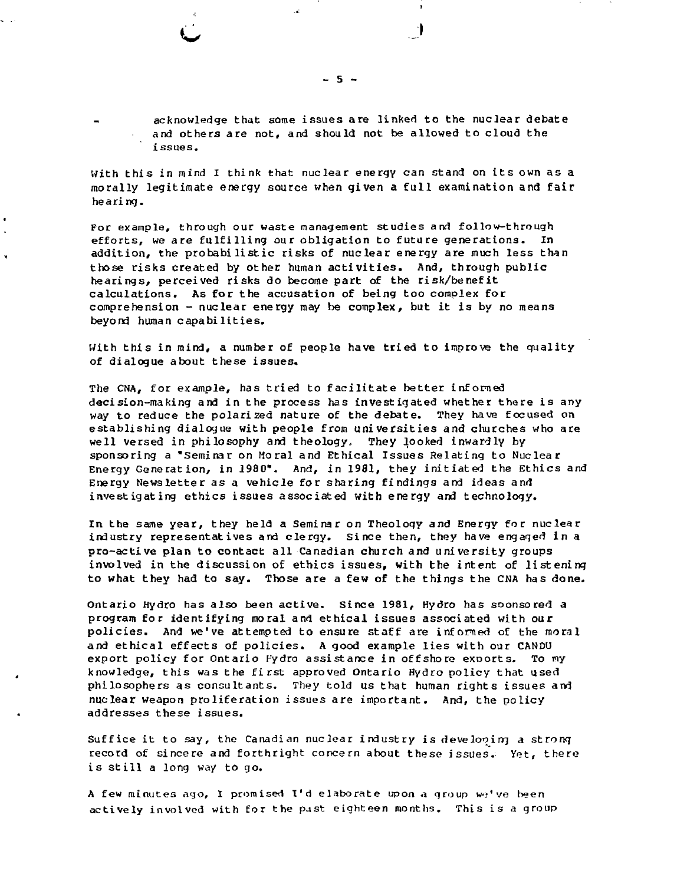- acknowledge that some issues are linked to the nuclear debate and others are not, and should not be allowed to cloud the issues.

With this in mind I think that nuclear energy can stand on its own as a morally legitimate energy source when given a full examination and fair hearing.

For example, through our waste management studies and follow-through efforts, we are fulfilling our obligation to future generations. In addition, the probabilistic risks of nuclear energy are much less than those risks created by other human activities. And, through public hearings, perceived risks do become part of the risk/benefit calculations. As for the accusation of being too complex for comprehension - nuclear energy may be complex, but it is by no means beyond human capabilities.

With this in mind, a number of people have tried to improve the quality of dialogue about these issues.

The CNA, for example, has tried to facilitate better informed decision-making and in the process has investigated whether there is any way to reduce the polarized nature of the debate. They have focused on establishing dialogue with people from universities and churches who are well versed in philosophy and theology. They looked inwardly by sponsoring a "Seminar on Moral and Ethical Issues Relating to Nuclear Energy Generation, in 1980". And, in 1981, they initiated the Ethics and Energy Newsletter as a vehicle for sharing findings and ideas and investigating ethics issues associated with energy and technology.

In the same year, they held a Seminar on Theology and Energy for nuclear industry representatives and clergy. Since then, they have engaged in a pro-active plan to contact all Canadian church and university groups involved in the discussion of ethics issues, with the intent of listening to what they had to say. Those are a few of the things the CNA has done.

Ontario Hydro has also been active. Since 1981, Hydro has sponsored a program for identifying moral and ethical issues associated with our policies. And we've attempted to ensure staff are informed of the moral and ethical effects of policies. A good example lies with our CANDU export policy for Ontario Hydro assistance in offshore exports. To my knowledge, this was the first approved Ontario Hydro policy that used philosophers as consultants. They told us that human rights issues and nuclear weapon proliferation issues are important. And, the policy addresses these issues.

Suffice it to say, the Canadian nuclear industry is developing a strong record of sincere and forthright concern about these issues. Yet, there is still a long way to go.

A few minutes ago, I promised I'd elaborate upon a group we've been actively involved with for the past eighteen months. This is a group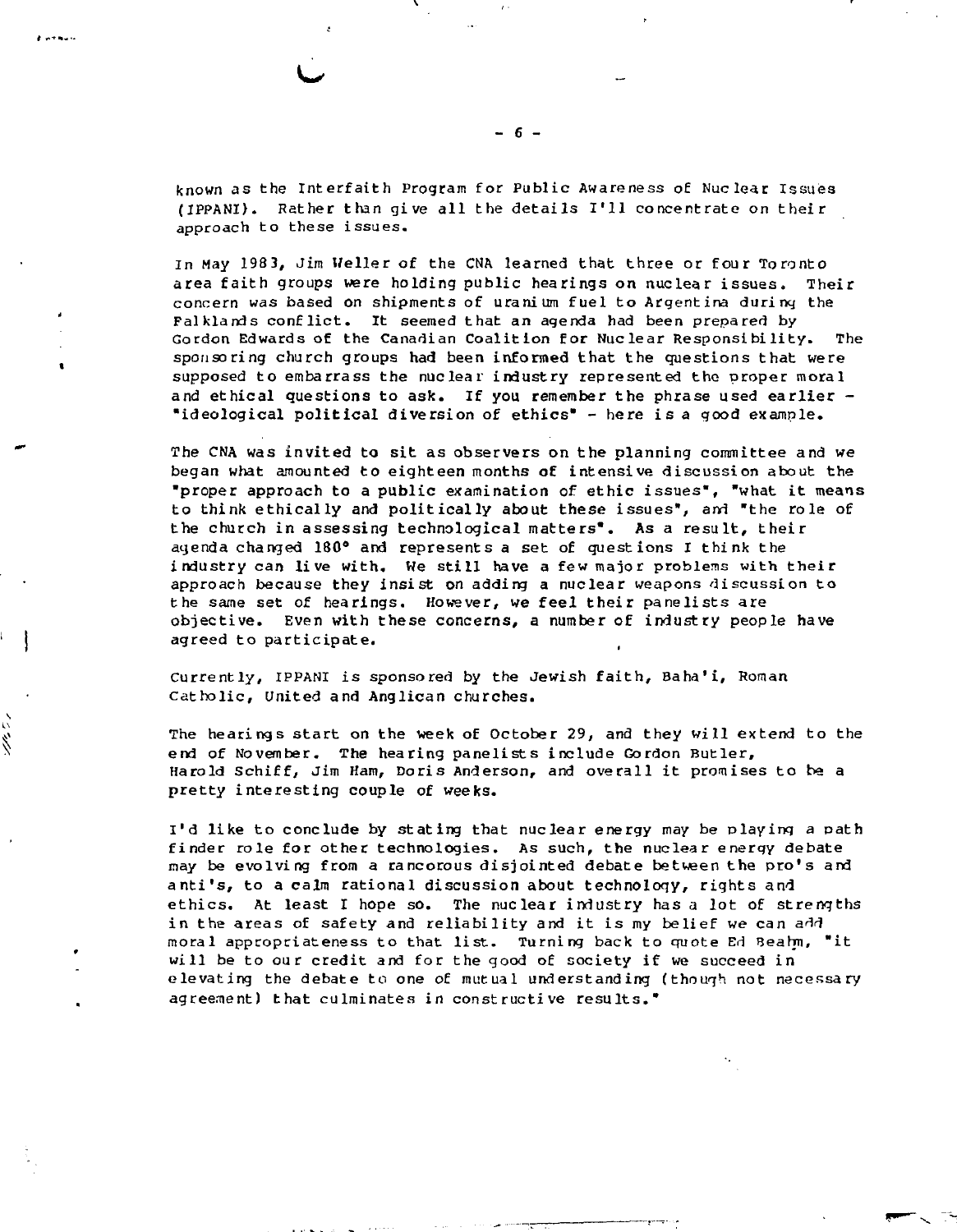known as the Interfaith Program for Public Awareness of Nuclear Issues (IPPANI). Rather than give all the details I'll concentrate on their approach to these issues.

In May 1983, Jim Weller of the CNA learned that three or four Toronto area faith groups were holding public hearings on nuclear issues. Their concern was based on shipments of uranium fuel to Argentina during the Falklands conflict. It seemed that an agenda had been prepared by Gordon Edwards of the Canadian Coalition for Nuclear Responsibility. The sponsoring church groups had been informed that the questions that were supposed to embarrass the nuclear industry represented the proper moral and ethical questions to ask. If you remember the phrase used earlier - "ideological political diversion of ethics" - here is a good example.

The CNA was invited to sit as observers on the planning committee and we began what amounted to eighteen months of intensive discussion about the "proper approach to a public examination of ethic issues", "what it means to think ethically and politically about these issues", and "the role of the church in assessing technological matters". As a result, their agenda changed 180° and represents a set of questions I think the industry can live with. We still have a few major problems with their approach because they insist on adding a nuclear weapons discussion to the same set of hearings. However, we feel their panelists are objective. Even with these concerns, a number of industry people have agreed to participate.

Currently, IPPANI is sponsored by the Jewish faith, Baha'i, Roman Catholic, United and Anglican churches.

The hearings start on the week of October 29, and they will extend to the end of November. The hearing panelists include Gordon Butler, Harold Schiff, Jim Ham, Doris Anderson, and overall it promises to be a pretty interesting couple of weeks.

I'd like to conclude by stating that nuclear energy may be playing a path finder role for other technologies. As such, the nuclear energy debate may be evolving from a rancorous disjointed debate between the pro's and anti's, to a calm rational discussion about technology, rights and ethics. At least I hope so. The nuclear industry has a lot of strengths in the areas of safety and reliability and it is my belief we can add moral appropriateness to that list. Turning back to quote Ed Beahm, "it will be to our credit and for the good of society if we succeed in elevating the debate to one of mutual understanding (though not necessary agreement) that culminates in constructive results."